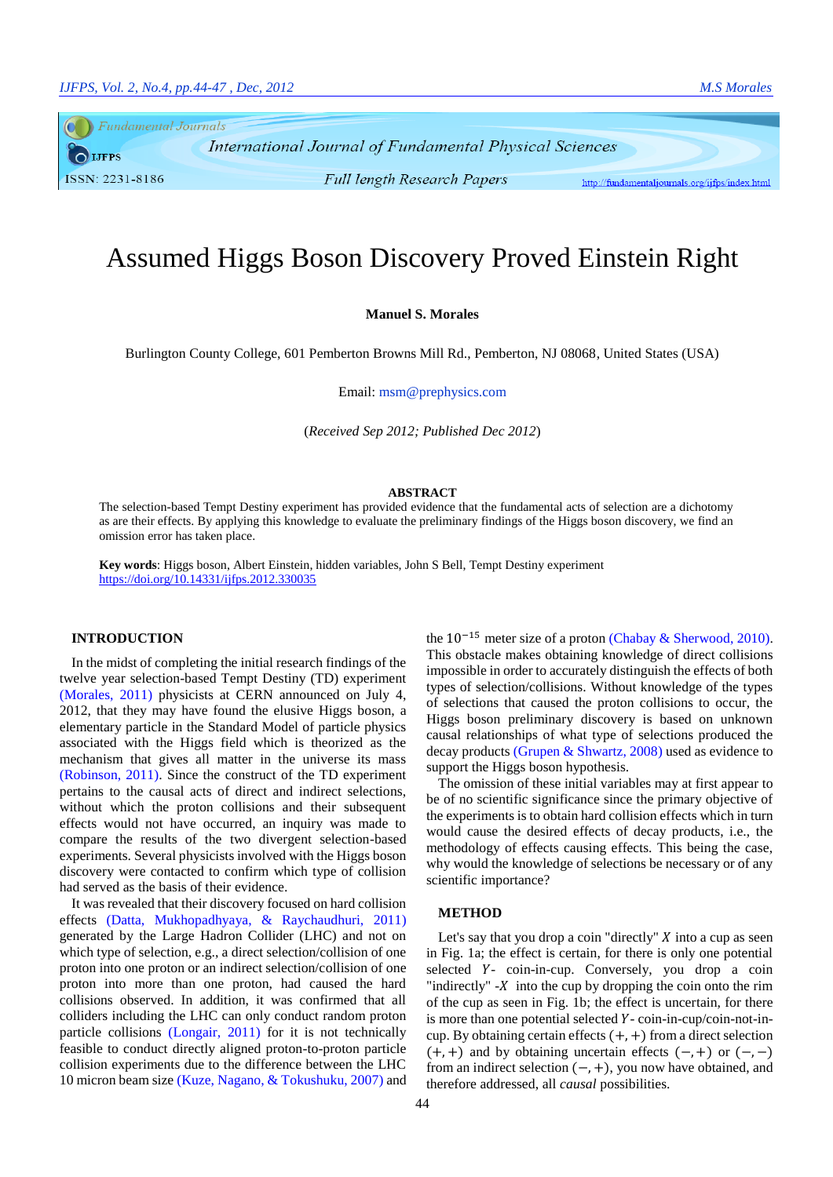# Assumed Higgs Boson Discovery Proved Einstein Right

**Manuel S. Morales**

Burlington County College, 601 Pemberton Browns Mill Rd., Pemberton, NJ 08068, United States (USA)

Email: msm@prephysics.com

(*Received Sep 2012; Published Dec 2012*)

## ABSTRACT

The selection-based Tempt Destiny experiment has provided evidence that the fundamental acts of selection are a dichotomy as are their effects. By applying this knowledge to evaluate the preliminary findings of the Higgs boson discovery, we find an omission error has taken place.

**Key words**: Higgs boson, Albert Einstein, hidden variables, John S Bell, Tempt Destiny experiment
https://doi.org/10.14331/ijfps.2012.330035

## INTRODUCTION

In the midst of completing the initial research findings of the twelve year selection-based Tempt Destiny (TD) experiment (Morales, 2011) physicists at CERN announced on July 4, 2012, that they may have found the elusive Higgs boson, a elementary particle in the Standard Model of particle physics associated with the Higgs field which is theorized as the mechanism that gives all matter in the universe its mass (Robinson, 2011). Since the construct of the TD experiment pertains to the causal acts of direct and indirect selections, without which the proton collisions and their subsequent effects would not have occurred, an inquiry was made to compare the results of the two divergent selection-based experiments. Several physicists involved with the Higgs boson discovery were contacted to confirm which type of collision had served as the basis of their evidence.

It was revealed that their discovery focused on hard collision effects (Datta, Mukhopadhyaya, & Raychaudhuri, 2011) generated by the Large Hadron Collider (LHC) and not on which type of selection, e.g., a direct selection/collision of one proton into one proton or an indirect selection/collision of one proton into more than one proton, had caused the hard collisions observed. In addition, it was confirmed that all colliders including the LHC can only conduct random proton particle collisions (Longair, 2011) for it is not technically feasible to conduct directly aligned proton-to-proton particle collision experiments due to the difference between the LHC 10 micron beam size (Kuze, Nagano, & Tokushuku, 2007) and the $10^{-15}$ meter size of a proton (Chabay & Sherwood, 2010). This obstacle makes obtaining knowledge of direct collisions impossible in order to accurately distinguish the effects of both types of selection/collisions. Without knowledge of the types of selections that caused the proton collisions to occur, the Higgs boson preliminary discovery is based on unknown causal relationships of what type of selections produced the decay products (Grupen & Shwartz, 2008) used as evidence to support the Higgs boson hypothesis.

The omission of these initial variables may at first appear to be of no scientific significance since the primary objective of the experiments is to obtain hard collision effects which in turn would cause the desired effects of decay products, i.e., the methodology of effects causing effects. This being the case, why would the knowledge of selections be necessary or of any scientific importance?

## METHOD

Let's say that you drop a coin "directly" $X$ into a cup as seen in Fig. 1a; the effect is certain, for there is only one potential selected $Y$- coin-in-cup. Conversely, you drop a coin "indirectly" $-X$ into the cup by dropping the coin onto the rim of the cup as seen in Fig. 1b; the effect is uncertain, for there is more than one potential selected $Y$- coin-in-cup/coin-not-in-cup. By obtaining certain effects $(+,+)$ from a direct selection $(+,+)$ and by obtaining uncertain effects $(-,+)$ or $(-,-)$ from an indirect selection $(-,+)$, you now have obtained, and therefore addressed, all *causal* possibilities.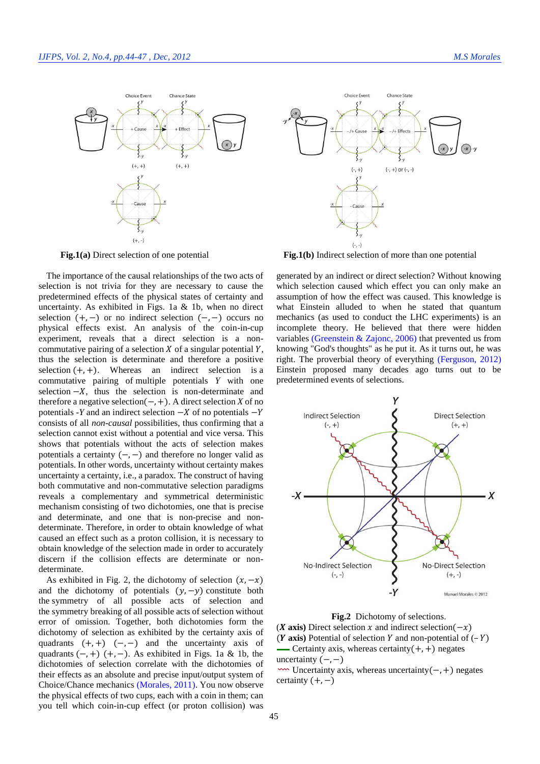**Fig.1(a)** Direct selection of one potential

**Fig.1(b)** Indirect selection of more than one potential

The importance of the causal relationships of the two acts of selection is not trivia for they are necessary to cause the predetermined effects of the physical states of certainty and uncertainty. As exhibited in Figs. 1a & 1b, when no direct selection $(+,-)$ or no indirect selection $(-,-)$ occurs no physical effects exist. An analysis of the coin-in-cup experiment, reveals that a direct selection is a non-commutative pairing of a selection $X$ of a singular potential $Y$, thus the selection is determinate and therefore a positive selection $(+,+)$. Whereas an indirect selection is a commutative pairing of multiple potentials $Y$ with one selection $-X$, thus the selection is non-determinate and therefore a negative selection$(-,+)$. A direct selection $X$ of no potentials -$Y$ and an indirect selection $-X$ of no potentials $-Y$ consists of all *non-causal* possibilities, thus confirming that a selection cannot exist without a potential and vice versa. This shows that potentials without the acts of selection makes potentials a certainty $(-,-)$ and therefore no longer valid as potentials. In other words, uncertainty without certainty makes uncertainty a certainty, i.e., a paradox. The construct of having both commutative and non-commutative selection paradigms reveals a complementary and symmetrical deterministic mechanism consisting of two dichotomies, one that is precise and determinate, and one that is non-precise and non-determinate. Therefore, in order to obtain knowledge of what caused an effect such as a proton collision, it is necessary to obtain knowledge of the selection made in order to accurately discern if the collision effects are determinate or non-determinate.

As exhibited in Fig. 2, the dichotomy of selection $(x,-x)$ and the dichotomy of potentials $(y,-y)$ constitute both the symmetry of all possible acts of selection and the symmetry breaking of all possible acts of selection without error of omission. Together, both dichotomies form the dichotomy of selection as exhibited by the certainty axis of quadrants $(+,+)$ $(-,-)$ and the uncertainty axis of quadrants $(-,+)$ $(+,-)$. As exhibited in Figs. 1a & 1b, the dichotomies of selection correlate with the dichotomies of their effects as an absolute and precise input/output system of Choice/Chance mechanics (Morales, 2011). You now observe the physical effects of two cups, each with a coin in them; can you tell which coin-in-cup effect (or proton collision) was generated by an indirect or direct selection? Without knowing which selection caused which effect you can only make an assumption of how the effect was caused. This knowledge is what Einstein alluded to when he stated that quantum mechanics (as used to conduct the LHC experiments) is an incomplete theory. He believed that there were hidden variables (Greenstein & Zajonc, 2006) that prevented us from knowing "God's thoughts" as he put it. As it turns out, he was right. The proverbial theory of everything (Ferguson, 2012) Einstein proposed many decades ago turns out to be predetermined events of selections.

**Fig.2** Dichotomy of selections.
(***X* axis)** Direct selection $x$ and indirect selection$(-x)$
(***Y* axis)** Potential of selection $Y$ and non-potential of $(-Y)$
— Certainty axis, whereas certainty$(+,+)$ negates uncertainty $(-,-)$
〰 Uncertainty axis, whereas uncertainty$(-,+)$ negates certainty $(+,-)$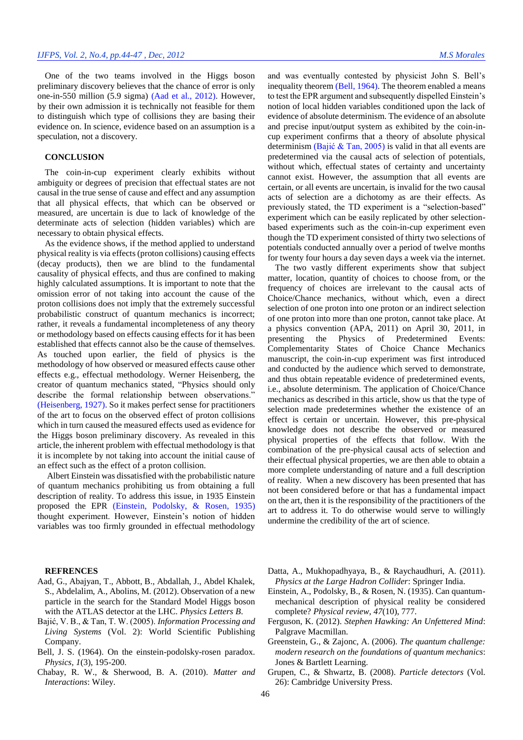One of the two teams involved in the Higgs boson preliminary discovery believes that the chance of error is only one-in-550 million (5.9 sigma) (Aad et al., 2012). However, by their own admission it is technically not feasible for them to distinguish which type of collisions they are basing their evidence on. In science, evidence based on an assumption is a speculation, not a discovery.

## CONCLUSION

The coin-in-cup experiment clearly exhibits without ambiguity or degrees of precision that effectual states are not causal in the true sense of cause and effect and any assumption that all physical effects, that which can be observed or measured, are uncertain is due to lack of knowledge of the determinate acts of selection (hidden variables) which are necessary to obtain physical effects.

As the evidence shows, if the method applied to understand physical reality is via effects (proton collisions) causing effects (decay products), then we are blind to the fundamental causality of physical effects, and thus are confined to making highly calculated assumptions. It is important to note that the omission error of not taking into account the cause of the proton collisions does not imply that the extremely successful probabilistic construct of quantum mechanics is incorrect; rather, it reveals a fundamental incompleteness of any theory or methodology based on effects causing effects for it has been established that effects cannot also be the cause of themselves. As touched upon earlier, the field of physics is the methodology of how observed or measured effects cause other effects e.g., effectual methodology. Werner Heisenberg, the creator of quantum mechanics stated, "Physics should only describe the formal relationship between observations." (Heisenberg, 1927). So it makes perfect sense for practitioners of the art to focus on the observed effect of proton collisions which in turn caused the measured effects used as evidence for the Higgs boson preliminary discovery. As revealed in this article, the inherent problem with effectual methodology is that it is incomplete by not taking into account the initial cause of an effect such as the effect of a proton collision.

Albert Einstein was dissatisfied with the probabilistic nature of quantum mechanics prohibiting us from obtaining a full description of reality. To address this issue, in 1935 Einstein proposed the EPR (Einstein, Podolsky, & Rosen, 1935) thought experiment. However, Einstein's notion of hidden variables was too firmly grounded in effectual methodology and was eventually contested by physicist John S. Bell's inequality theorem (Bell, 1964). The theorem enabled a means to test the EPR argument and subsequently dispelled Einstein's notion of local hidden variables conditioned upon the lack of evidence of absolute determinism. The evidence of an absolute and precise input/output system as exhibited by the coin-in-cup experiment confirms that a theory of absolute physical determinism (Bajić & Tan, 2005) is valid in that all events are predetermined via the causal acts of selection of potentials, without which, effectual states of certainty and uncertainty cannot exist. However, the assumption that all events are certain, or all events are uncertain, is invalid for the two causal acts of selection are a dichotomy as are their effects. As previously stated, the TD experiment is a "selection-based" experiment which can be easily replicated by other selection-based experiments such as the coin-in-cup experiment even though the TD experiment consisted of thirty two selections of potentials conducted annually over a period of twelve months for twenty four hours a day seven days a week via the internet.

The two vastly different experiments show that subject matter, location, quantity of choices to choose from, or the frequency of choices are irrelevant to the causal acts of Choice/Chance mechanics, without which, even a direct selection of one proton into one proton or an indirect selection of one proton into more than one proton, cannot take place. At a physics convention (APA, 2011) on April 30, 2011, in presenting the Physics of Predetermined Events: Complementarity States of Choice Chance Mechanics manuscript, the coin-in-cup experiment was first introduced and conducted by the audience which served to demonstrate, and thus obtain repeatable evidence of predetermined events, i.e., absolute determinism. The application of Choice/Chance mechanics as described in this article, show us that the type of selection made predetermines whether the existence of an effect is certain or uncertain. However, this pre-physical knowledge does not describe the observed or measured physical properties of the effects that follow. With the combination of the pre-physical causal acts of selection and their effectual physical properties, we are then able to obtain a more complete understanding of nature and a full description of reality. When a new discovery has been presented that has not been considered before or that has a fundamental impact on the art, then it is the responsibility of the practitioners of the art to address it. To do otherwise would serve to willingly undermine the credibility of the art of science.

## REFRENCES

- Aad, G., Abajyan, T., Abbott, B., Abdallah, J., Abdel Khalek, S., Abdelalim, A., Abolins, M. (2012). Observation of a new particle in the search for the Standard Model Higgs boson with the ATLAS detector at the LHC. *Physics Letters B*.
- Bajić, V. B., & Tan, T. W. (2005). *Information Processing and Living Systems* (Vol. 2): World Scientific Publishing Company.
- Bell, J. S. (1964). On the einstein-podolsky-rosen paradox. *Physics, 1*(3), 195-200.
- Chabay, R. W., & Sherwood, B. A. (2010). *Matter and Interactions*: Wiley.
- Datta, A., Mukhopadhyaya, B., & Raychaudhuri, A. (2011). *Physics at the Large Hadron Collider*: Springer India.
- Einstein, A., Podolsky, B., & Rosen, N. (1935). Can quantum-mechanical description of physical reality be considered complete? *Physical review, 47*(10), 777.
- Ferguson, K. (2012). *Stephen Hawking: An Unfettered Mind*: Palgrave Macmillan.
- Greenstein, G., & Zajonc, A. (2006). *The quantum challenge: modern research on the foundations of quantum mechanics*: Jones & Bartlett Learning.
- Grupen, C., & Shwartz, B. (2008). *Particle detectors* (Vol. 26): Cambridge University Press.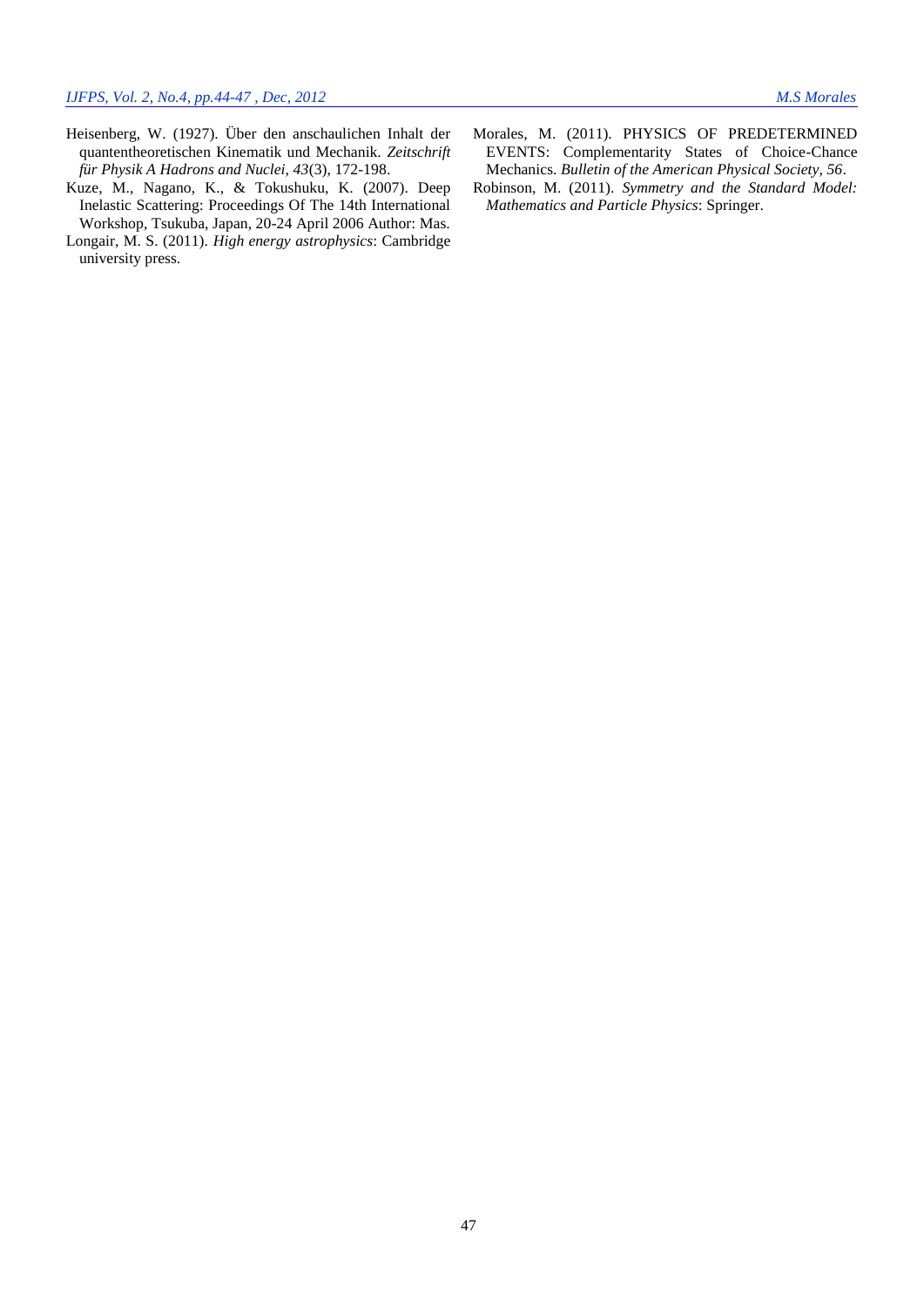Heisenberg, W. (1927). Über den anschaulichen Inhalt der quantentheoretischen Kinematik und Mechanik. *Zeitschrift für Physik A Hadrons and Nuclei, 43*(3), 172-198.

Kuze, M., Nagano, K., & Tokushuku, K. (2007). Deep Inelastic Scattering: Proceedings Of The 14th International Workshop, Tsukuba, Japan, 20-24 April 2006 Author: Mas.

Longair, M. S. (2011). *High energy astrophysics*: Cambridge university press.

Morales, M. (2011). PHYSICS OF PREDETERMINED EVENTS: Complementarity States of Choice-Chance Mechanics. *Bulletin of the American Physical Society, 56*.

Robinson, M. (2011). *Symmetry and the Standard Model: Mathematics and Particle Physics*: Springer.